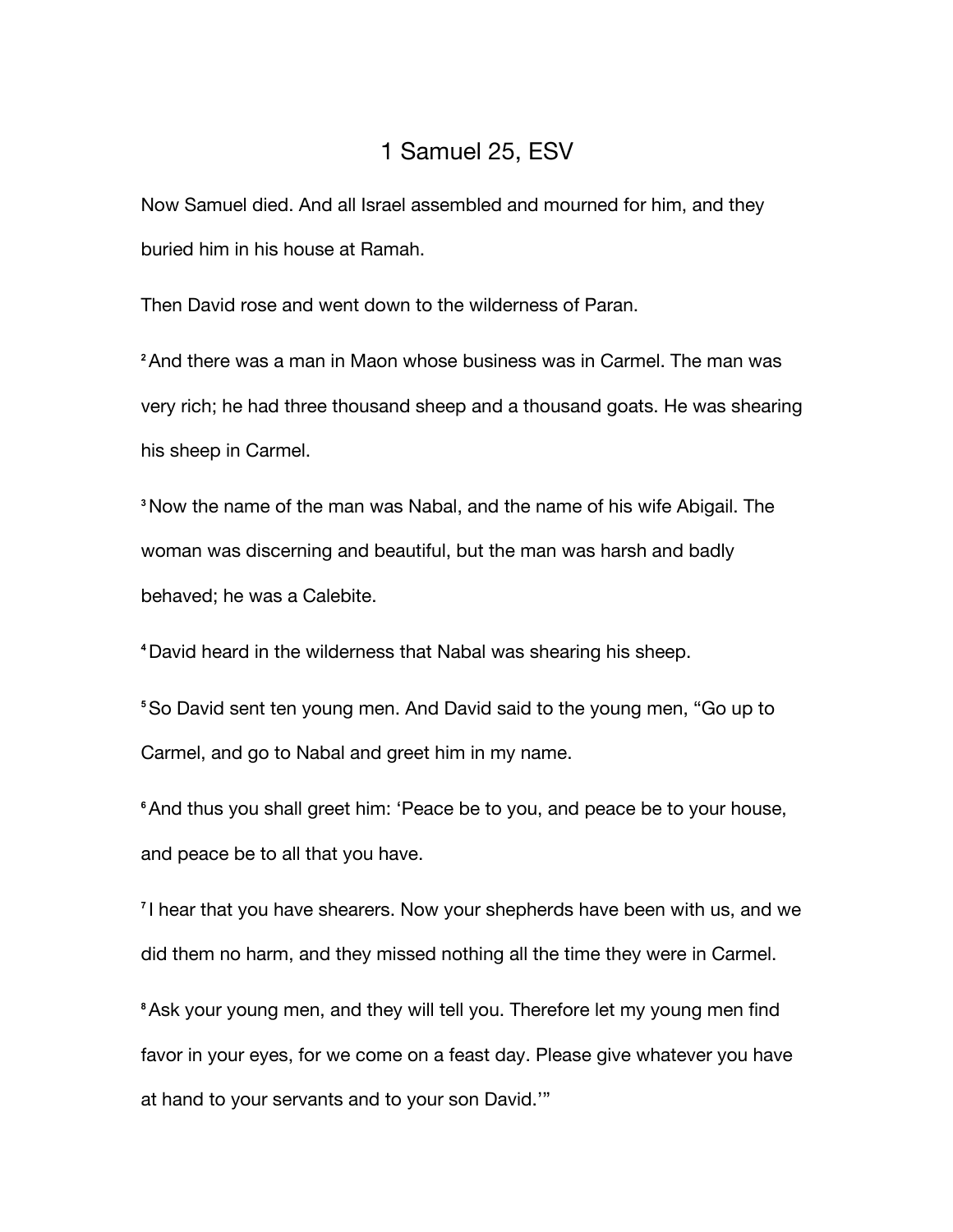# 1 Samuel 25, ESV

Now Samuel died. And all Israel assembled and mourned for him, and they buried him in his house at Ramah.

Then David rose and went down to the wilderness of Paran.

[2] And there was a man in Maon whose business was in Carmel. The man was very rich; he had three thousand sheep and a thousand goats. He was shearing his sheep in Carmel.

[3] Now the name of the man was Nabal, and the name of his wife Abigail. The woman was discerning and beautiful, but the man was harsh and badly behaved; he was a Calebite.

[4] David heard in the wilderness that Nabal was shearing his sheep.

[5] So David sent ten young men. And David said to the young men, "Go up to Carmel, and go to Nabal and greet him in my name.

[6] And thus you shall greet him: 'Peace be to you, and peace be to your house, and peace be to all that you have.

[7] I hear that you have shearers. Now your shepherds have been with us, and we did them no harm, and they missed nothing all the time they were in Carmel.

[8] Ask your young men, and they will tell you. Therefore let my young men find favor in your eyes, for we come on a feast day. Please give whatever you have at hand to your servants and to your son David.'"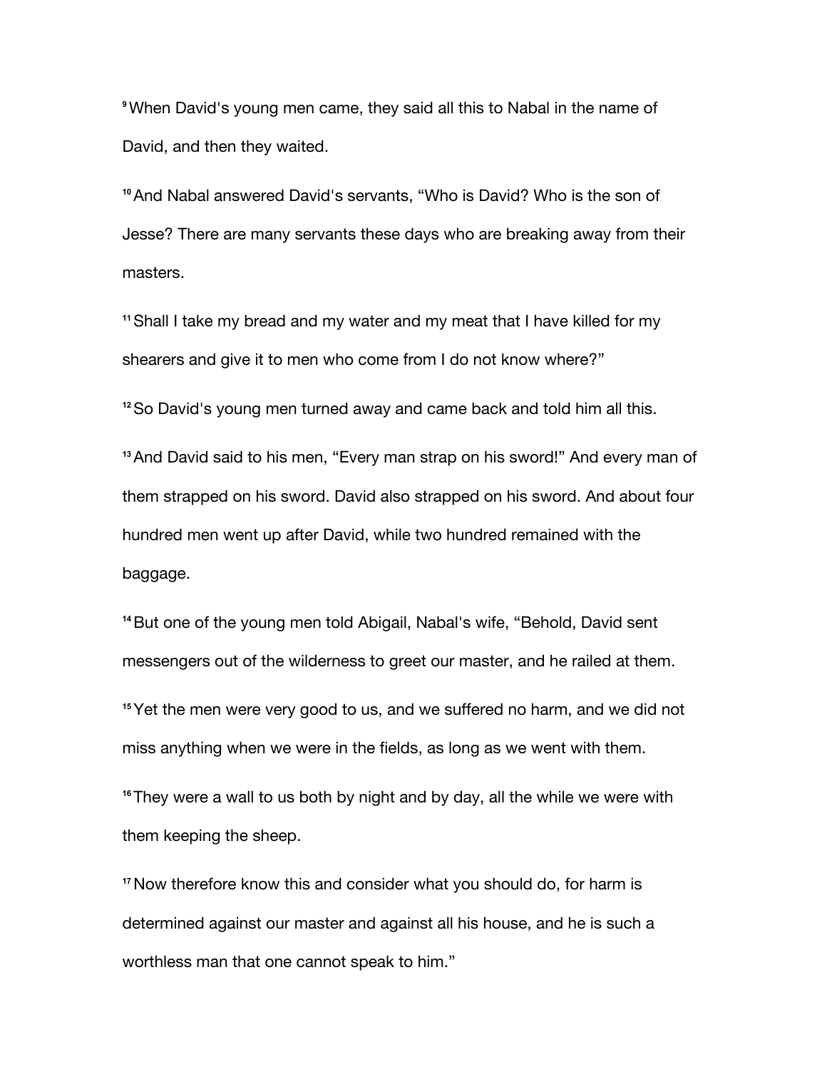[9] When David's young men came, they said all this to Nabal in the name of David, and then they waited.

[10] And Nabal answered David's servants, “Who is David? Who is the son of Jesse? There are many servants these days who are breaking away from their masters.

[11] Shall I take my bread and my water and my meat that I have killed for my shearers and give it to men who come from I do not know where?”

[12] So David's young men turned away and came back and told him all this.

[13] And David said to his men, “Every man strap on his sword!” And every man of them strapped on his sword. David also strapped on his sword. And about four hundred men went up after David, while two hundred remained with the baggage.

[14] But one of the young men told Abigail, Nabal's wife, “Behold, David sent messengers out of the wilderness to greet our master, and he railed at them.

[15] Yet the men were very good to us, and we suffered no harm, and we did not miss anything when we were in the fields, as long as we went with them.

[16] They were a wall to us both by night and by day, all the while we were with them keeping the sheep.

[17] Now therefore know this and consider what you should do, for harm is determined against our master and against all his house, and he is such a worthless man that one cannot speak to him.”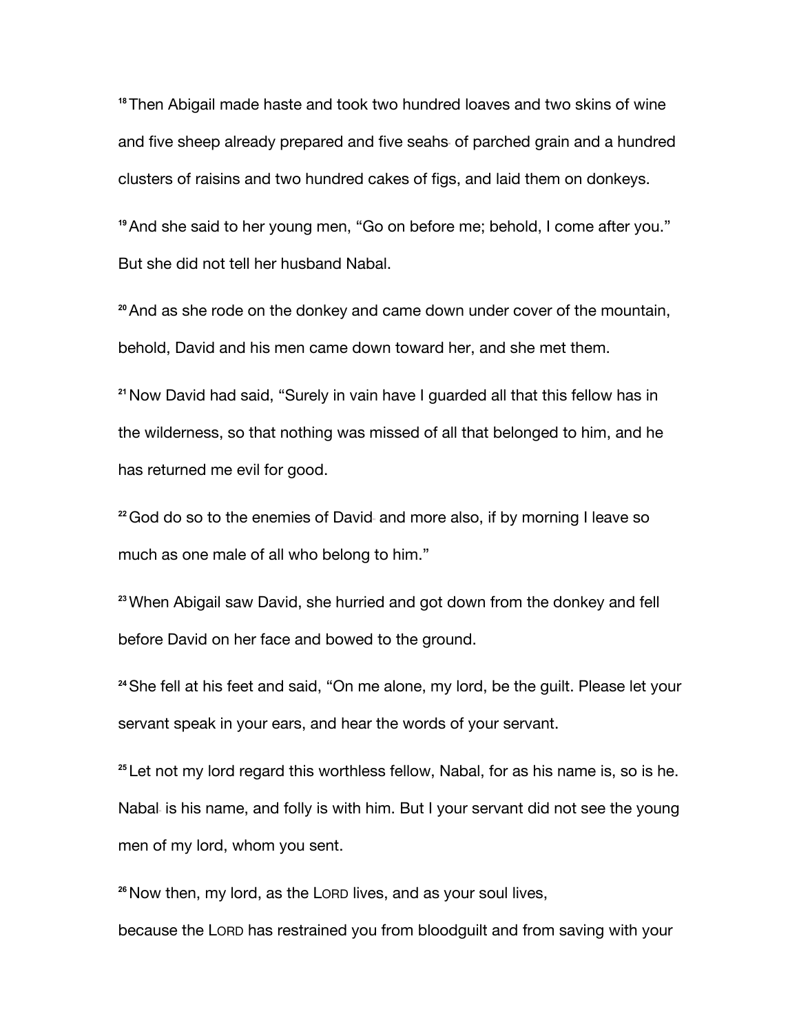[18] Then Abigail made haste and took two hundred loaves and two skins of wine and five sheep already prepared and five seahs of parched grain and a hundred clusters of raisins and two hundred cakes of figs, and laid them on donkeys.

[19] And she said to her young men, “Go on before me; behold, I come after you.” But she did not tell her husband Nabal.

[20] And as she rode on the donkey and came down under cover of the mountain, behold, David and his men came down toward her, and she met them.

[21] Now David had said, “Surely in vain have I guarded all that this fellow has in the wilderness, so that nothing was missed of all that belonged to him, and he has returned me evil for good.

[22] God do so to the enemies of David and more also, if by morning I leave so much as one male of all who belong to him.”

[23] When Abigail saw David, she hurried and got down from the donkey and fell before David on her face and bowed to the ground.

[24] She fell at his feet and said, “On me alone, my lord, be the guilt. Please let your servant speak in your ears, and hear the words of your servant.

[25] Let not my lord regard this worthless fellow, Nabal, for as his name is, so is he. Nabal is his name, and folly is with him. But I your servant did not see the young men of my lord, whom you sent.

[26] Now then, my lord, as the LORD lives, and as your soul lives,

because the LORD has restrained you from bloodguilt and from saving with your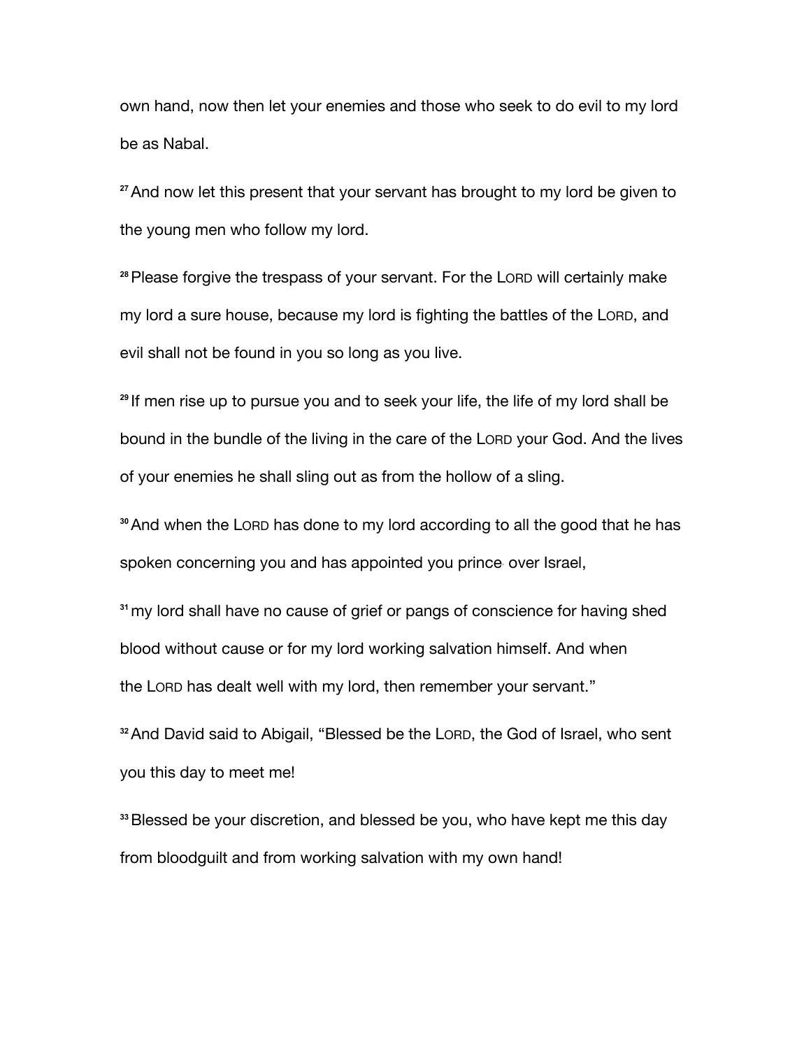own hand, now then let your enemies and those who seek to do evil to my lord be as Nabal.

[27] And now let this present that your servant has brought to my lord be given to the young men who follow my lord.

[28] Please forgive the trespass of your servant. For the LORD will certainly make my lord a sure house, because my lord is fighting the battles of the LORD, and evil shall not be found in you so long as you live.

[29] If men rise up to pursue you and to seek your life, the life of my lord shall be bound in the bundle of the living in the care of the LORD your God. And the lives of your enemies he shall sling out as from the hollow of a sling.

[30] And when the LORD has done to my lord according to all the good that he has spoken concerning you and has appointed you prince over Israel,

[31] my lord shall have no cause of grief or pangs of conscience for having shed blood without cause or for my lord working salvation himself. And when the LORD has dealt well with my lord, then remember your servant."

[32] And David said to Abigail, "Blessed be the LORD, the God of Israel, who sent you this day to meet me!

[33] Blessed be your discretion, and blessed be you, who have kept me this day from bloodguilt and from working salvation with my own hand!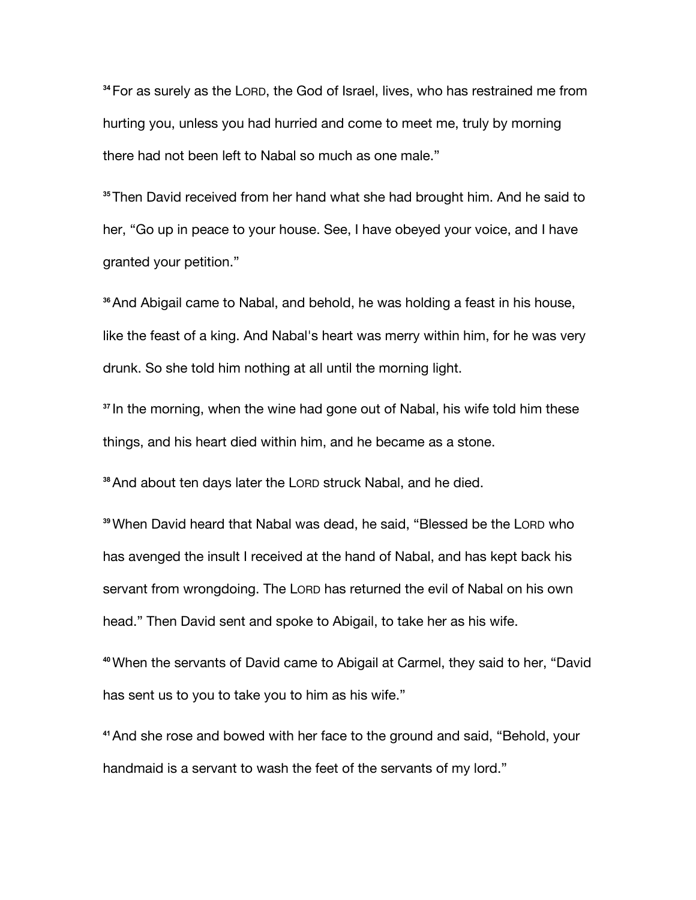[34] For as surely as the LORD, the God of Israel, lives, who has restrained me from hurting you, unless you had hurried and come to meet me, truly by morning there had not been left to Nabal so much as one male."

[35] Then David received from her hand what she had brought him. And he said to her, "Go up in peace to your house. See, I have obeyed your voice, and I have granted your petition."

[36] And Abigail came to Nabal, and behold, he was holding a feast in his house, like the feast of a king. And Nabal's heart was merry within him, for he was very drunk. So she told him nothing at all until the morning light.

[37] In the morning, when the wine had gone out of Nabal, his wife told him these things, and his heart died within him, and he became as a stone.

[38] And about ten days later the LORD struck Nabal, and he died.

[39] When David heard that Nabal was dead, he said, "Blessed be the LORD who has avenged the insult I received at the hand of Nabal, and has kept back his servant from wrongdoing. The LORD has returned the evil of Nabal on his own head." Then David sent and spoke to Abigail, to take her as his wife.

[40] When the servants of David came to Abigail at Carmel, they said to her, "David has sent us to you to take you to him as his wife."

[41] And she rose and bowed with her face to the ground and said, "Behold, your handmaid is a servant to wash the feet of the servants of my lord."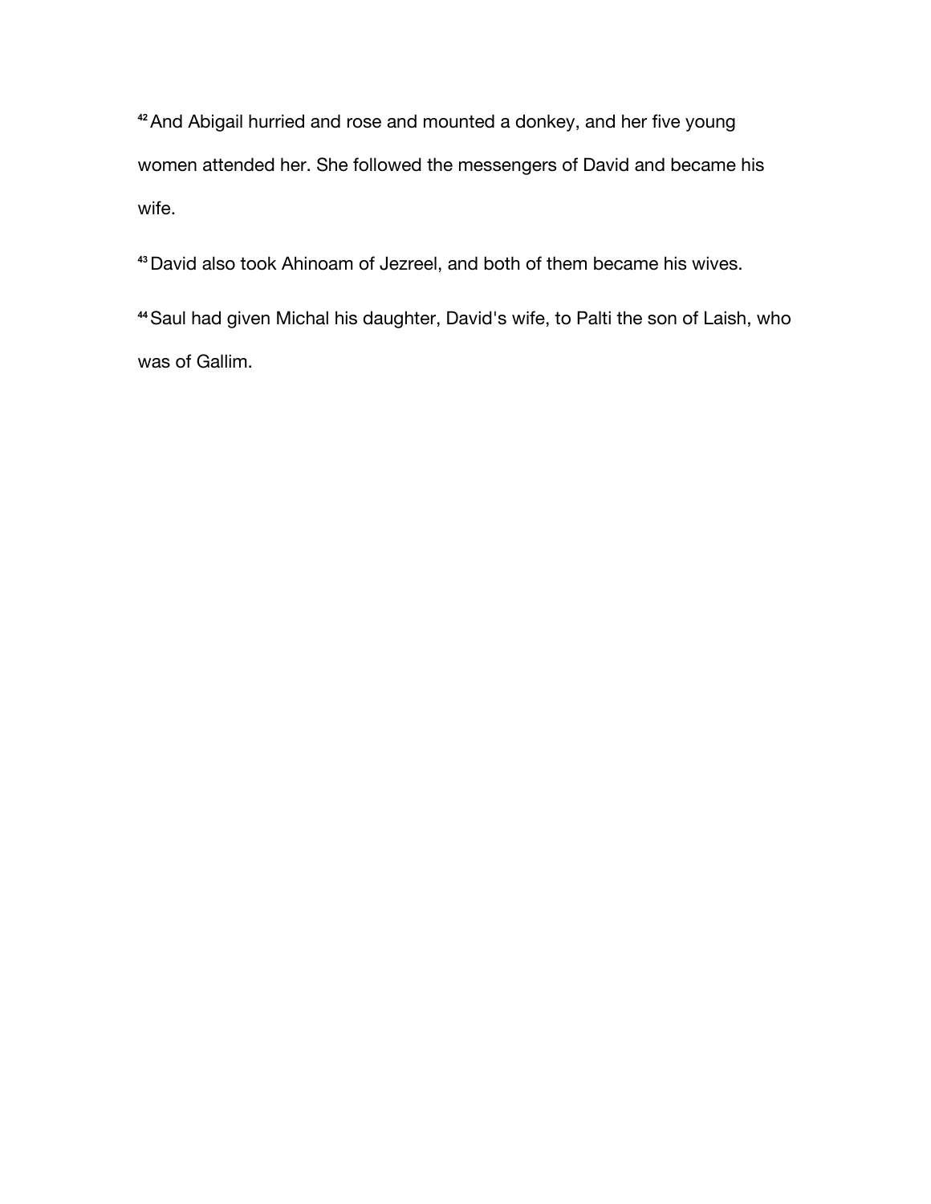[42] And Abigail hurried and rose and mounted a donkey, and her five young women attended her. She followed the messengers of David and became his wife.

[43] David also took Ahinoam of Jezreel, and both of them became his wives.

[44] Saul had given Michal his daughter, David's wife, to Palti the son of Laish, who was of Gallim.